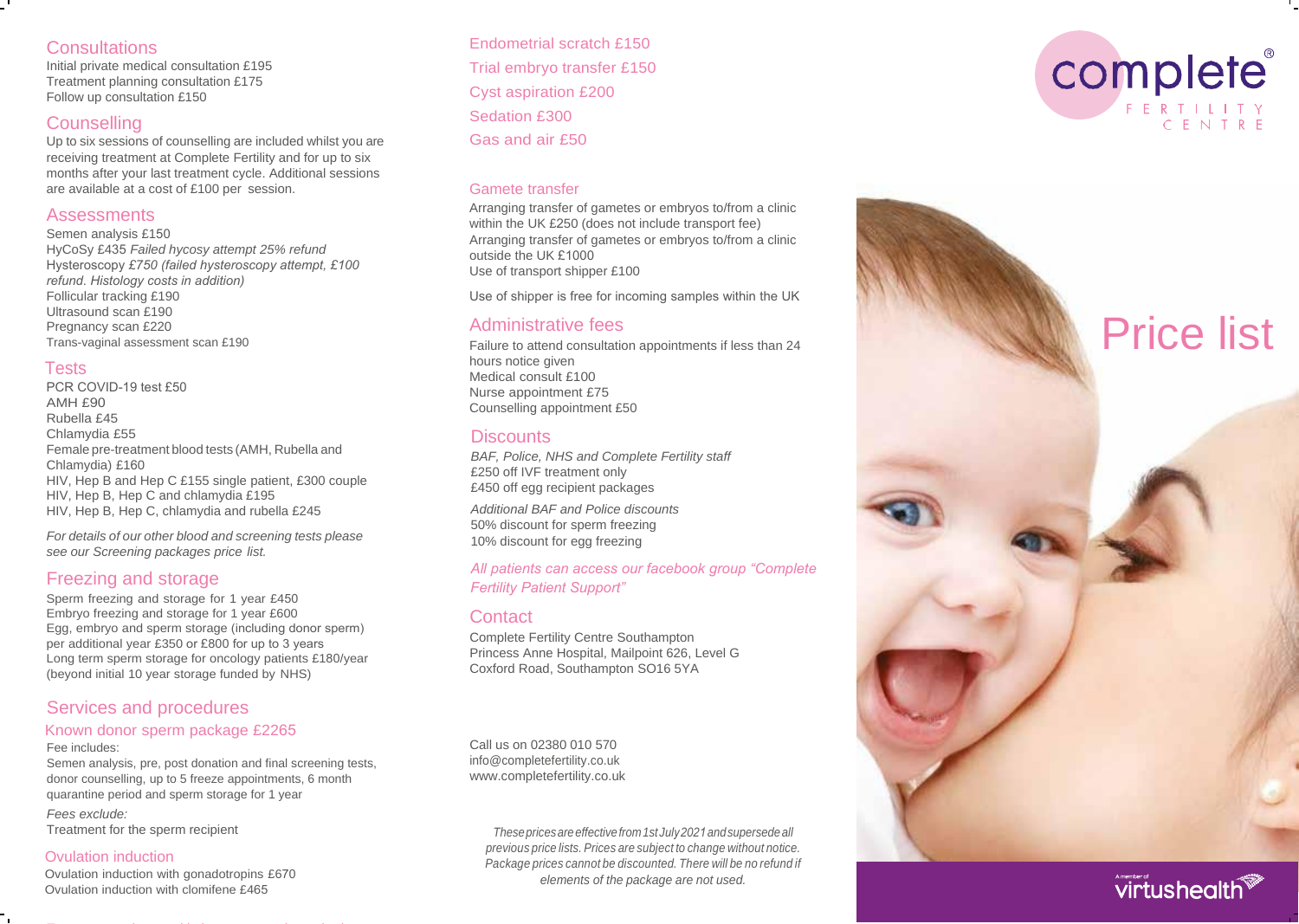## Consultations

Initial private medical consultation £195
Treatment planning consultation £175
Follow up consultation £150

## Counselling

Up to six sessions of counselling are included whilst you are receiving treatment at Complete Fertility and for up to six months after your last treatment cycle. Additional sessions are available at a cost of £100 per session.

## Assessments

Semen analysis £150
HyCoSy £435 *Failed hycosy attempt 25% refund*
Hysteroscopy *£750 (failed hysteroscopy attempt, £100 refund. Histology costs in addition)*
Follicular tracking £190
Ultrasound scan £190
Pregnancy scan £220
Trans-vaginal assessment scan £190

## Tests

PCR COVID-19 test £50
AMH £90
Rubella £45
Chlamydia £55
Female pre-treatment blood tests (AMH, Rubella and Chlamydia) £160
HIV, Hep B and Hep C £155 single patient, £300 couple
HIV, Hep B, Hep C and chlamydia £195
HIV, Hep B, Hep C, chlamydia and rubella £245

*For details of our other blood and screening tests please see our Screening packages price list.*

## Freezing and storage

Sperm freezing and storage for 1 year £450
Embryo freezing and storage for 1 year £600
Egg, embryo and sperm storage (including donor sperm) per additional year £350 or £800 for up to 3 years
Long term sperm storage for oncology patients £180/year (beyond initial 10 year storage funded by NHS)

## Services and procedures

### Known donor sperm package £2265

Fee includes:
Semen analysis, pre, post donation and final screening tests, donor counselling, up to 5 freeze appointments, 6 month quarantine period and sperm storage for 1 year

*Fees exclude:*
Treatment for the sperm recipient

### Ovulation induction

Ovulation induction with gonadotropins £670
Ovulation induction with clomifene £465

Endometrial scratch £150
Trial embryo transfer £150
Cyst aspiration £200
Sedation £300
Gas and air £50

### Gamete transfer

Arranging transfer of gametes or embryos to/from a clinic within the UK £250 (does not include transport fee)
Arranging transfer of gametes or embryos to/from a clinic outside the UK £1000
Use of transport shipper £100

Use of shipper is free for incoming samples within the UK

## Administrative fees

Failure to attend consultation appointments if less than 24 hours notice given
Medical consult £100
Nurse appointment £75
Counselling appointment £50

## Discounts

*BAF, Police, NHS and Complete Fertility staff*
£250 off IVF treatment only
£450 off egg recipient packages

*Additional BAF and Police discounts*
50% discount for sperm freezing
10% discount for egg freezing

*All patients can access our facebook group "Complete Fertility Patient Support"*

## Contact

Complete Fertility Centre Southampton
Princess Anne Hospital, Mailpoint 626, Level G
Coxford Road, Southampton SO16 5YA

Call us on 02380 010 570
info@completefertility.co.uk
www.completefertility.co.uk

*These prices are effective from 1st July 2021 and supersede all previous price lists. Prices are subject to change without notice. Package prices cannot be discounted. There will be no refund if elements of the package are not used.*

complete® FERTILITY CENTRE

# Price list

A member of virtushealth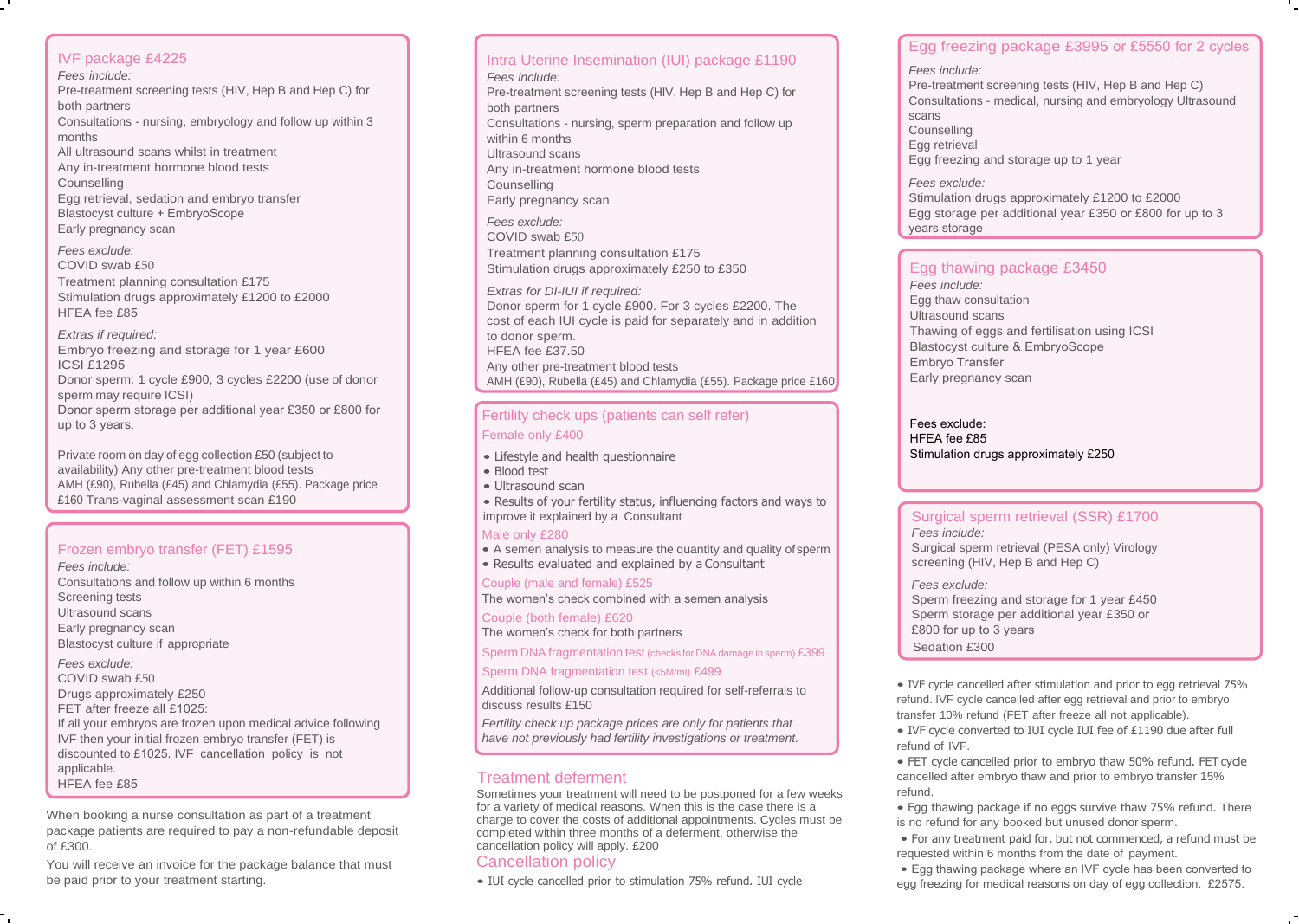## IVF package £4225

*Fees include:*

Pre-treatment screening tests (HIV, Hep B and Hep C) for both partners
Consultations - nursing, embryology and follow up within 3 months
All ultrasound scans whilst in treatment
Any in-treatment hormone blood tests
Counselling
Egg retrieval, sedation and embryo transfer
Blastocyst culture + EmbryoScope
Early pregnancy scan

*Fees exclude:*

COVID swab £50
Treatment planning consultation £175
Stimulation drugs approximately £1200 to £2000
HFEA fee £85

*Extras if required:*

Embryo freezing and storage for 1 year £600
ICSI £1295
Donor sperm: 1 cycle £900, 3 cycles £2200 (use of donor sperm may require ICSI)
Donor sperm storage per additional year £350 or £800 for up to 3 years.

Private room on day of egg collection £50 (subject to availability) Any other pre-treatment blood tests
AMH (£90), Rubella (£45) and Chlamydia (£55). Package price £160 Trans-vaginal assessment scan £190

## Frozen embryo transfer (FET) £1595

*Fees include:*

Consultations and follow up within 6 months
Screening tests
Ultrasound scans
Early pregnancy scan
Blastocyst culture if appropriate

*Fees exclude:*

COVID swab £50
Drugs approximately £250
FET after freeze all £1025:
If all your embryos are frozen upon medical advice following IVF then your initial frozen embryo transfer (FET) is discounted to £1025. IVF cancellation policy is not applicable.
HFEA fee £85

When booking a nurse consultation as part of a treatment package patients are required to pay a non-refundable deposit of £300.

You will receive an invoice for the package balance that must be paid prior to your treatment starting.

## Intra Uterine Insemination (IUI) package £1190

*Fees include:*

Pre-treatment screening tests (HIV, Hep B and Hep C) for both partners
Consultations - nursing, sperm preparation and follow up within 6 months
Ultrasound scans
Any in-treatment hormone blood tests
Counselling
Early pregnancy scan

*Fees exclude:*

COVID swab £50
Treatment planning consultation £175
Stimulation drugs approximately £250 to £350

*Extras for DI-IUI if required:*

Donor sperm for 1 cycle £900. For 3 cycles £2200. The cost of each IUI cycle is paid for separately and in addition to donor sperm.
HFEA fee £37.50
Any other pre-treatment blood tests
AMH (£90), Rubella (£45) and Chlamydia (£55). Package price £160

## Fertility check ups (patients can self refer)

### Female only £400

- Lifestyle and health questionnaire
- Blood test
- Ultrasound scan
- Results of your fertility status, influencing factors and ways to improve it explained by a Consultant

### Male only £280

- A semen analysis to measure the quantity and quality of sperm
- Results evaluated and explained by a Consultant

### Couple (male and female) £525

The women's check combined with a semen analysis

### Couple (both female) £620

The women's check for both partners

Sperm DNA fragmentation test (checks for DNA damage in sperm) £399

Sperm DNA fragmentation test (<5M/ml) £499

Additional follow-up consultation required for self-referrals to discuss results £150

*Fertility check up package prices are only for patients that have not previously had fertility investigations or treatment.*

## Treatment deferment

Sometimes your treatment will need to be postponed for a few weeks for a variety of medical reasons. When this is the case there is a charge to cover the costs of additional appointments. Cycles must be completed within three months of a deferment, otherwise the cancellation policy will apply. £200

## Cancellation policy

- IUI cycle cancelled prior to stimulation 75% refund. IUI cycle

## Egg freezing package £3995 or £5550 for 2 cycles

*Fees include:*

Pre-treatment screening tests (HIV, Hep B and Hep C)
Consultations - medical, nursing and embryology Ultrasound scans
Counselling
Egg retrieval
Egg freezing and storage up to 1 year

*Fees exclude:*

Stimulation drugs approximately £1200 to £2000
Egg storage per additional year £350 or £800 for up to 3 years storage

## Egg thawing package £3450

*Fees include:*

Egg thaw consultation
Ultrasound scans
Thawing of eggs and fertilisation using ICSI
Blastocyst culture & EmbryoScope
Embryo Transfer
Early pregnancy scan

Fees exclude:
HFEA fee £85
Stimulation drugs approximately £250

## Surgical sperm retrieval (SSR) £1700

*Fees include:*

Surgical sperm retrieval (PESA only) Virology screening (HIV, Hep B and Hep C)

*Fees exclude:*

Sperm freezing and storage for 1 year £450
Sperm storage per additional year £350 or £800 for up to 3 years
Sedation £300

- IVF cycle cancelled after stimulation and prior to egg retrieval 75% refund. IVF cycle cancelled after egg retrieval and prior to embryo transfer 10% refund (FET after freeze all not applicable).
- IVF cycle converted to IUI cycle IUI fee of £1190 due after full refund of IVF.
- FET cycle cancelled prior to embryo thaw 50% refund. FET cycle cancelled after embryo thaw and prior to embryo transfer 15% refund.
- Egg thawing package if no eggs survive thaw 75% refund. There is no refund for any booked but unused donor sperm.
- For any treatment paid for, but not commenced, a refund must be requested within 6 months from the date of payment.
- Egg thawing package where an IVF cycle has been converted to egg freezing for medical reasons on day of egg collection. £2575.